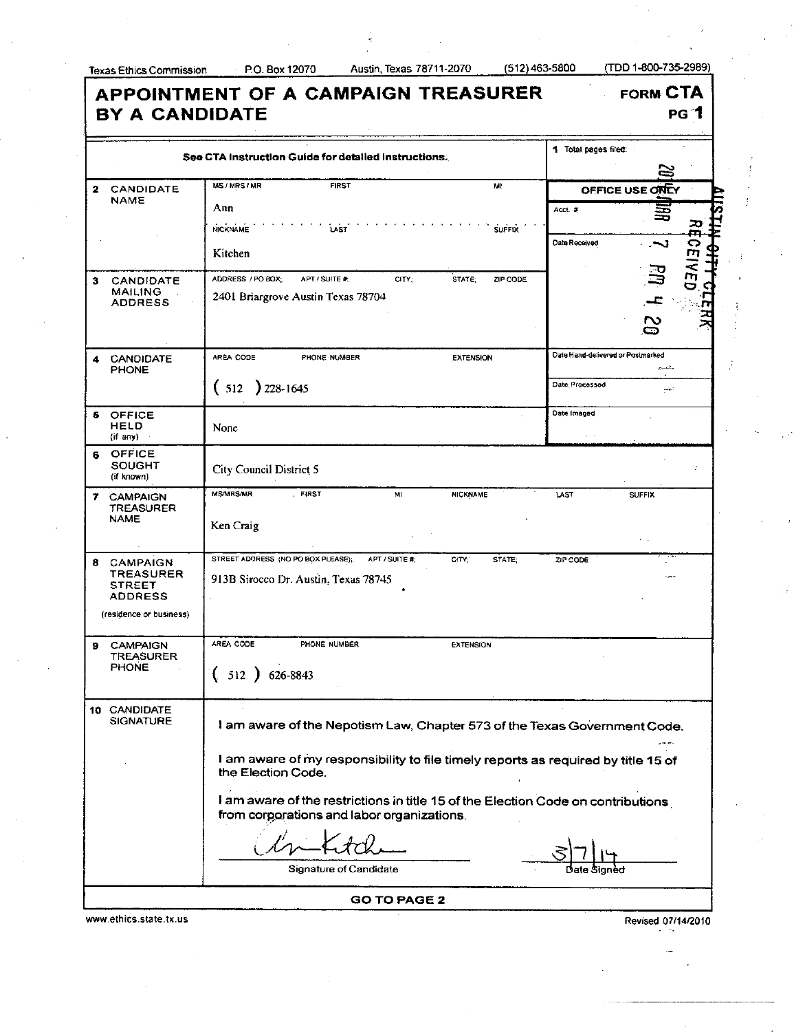Texas Ethics Commission | P.O. Box 12070 | Austin, Texas 78711-2070 | (512) 463-5800 | (TDD 1-800-735-2989)

# APPOINTMENT OF A CAMPAIGN TREASURER BY A CANDIDATE

**FORM CTA**
**PG 1**

See CTA Instruction Guide for detailed instructions.

**1** Total pages filed:

| | | |
|---|---|---|
| **2 CANDIDATE NAME** | MS / MRS / MR FIRST MI: Ann<br>NICKNAME LAST SUFFIX: Kitchen | **OFFICE USE ONLY**<br>Acct. #<br>Date Received: 2014 MAR 7 PM 4 20 AUSTIN CITY CLERK RECEIVED |
| **3 CANDIDATE MAILING ADDRESS** | ADDRESS / PO BOX; APT / SUITE #; CITY; STATE; ZIP CODE<br>2401 Briargrove Austin Texas 78704 | |
| **4 CANDIDATE PHONE** | AREA CODE PHONE NUMBER EXTENSION<br>( 512 ) 228-1645 | Date Hand-delivered or Postmarked<br>Date Processed |
| **5 OFFICE HELD** (if any) | None | Date Imaged |
| **6 OFFICE SOUGHT** (if known) | City Council District 5 | |
| **7 CAMPAIGN TREASURER NAME** | MS/MRS/MR FIRST MI NICKNAME LAST SUFFIX<br>Ken Craig | |
| **8 CAMPAIGN TREASURER STREET ADDRESS** (residence or business) | STREET ADDRESS (NO PO BOX PLEASE); APT / SUITE #; CITY; STATE; ZIP CODE<br>913B Sirocco Dr. Austin, Texas 78745 | |
| **9 CAMPAIGN TREASURER PHONE** | AREA CODE PHONE NUMBER EXTENSION<br>( 512 ) 626-8843 | |

**10 CANDIDATE SIGNATURE**

I am aware of the Nepotism Law, Chapter 573 of the Texas Government Code.

I am aware of my responsibility to file timely reports as required by title 15 of the Election Code.

I am aware of the restrictions in title 15 of the Election Code on contributions from corporations and labor organizations.

[Signature] — Signature of Candidate

3/7/14 — Date Signed

**GO TO PAGE 2**

www.ethics.state.tx.us | Revised 07/14/2010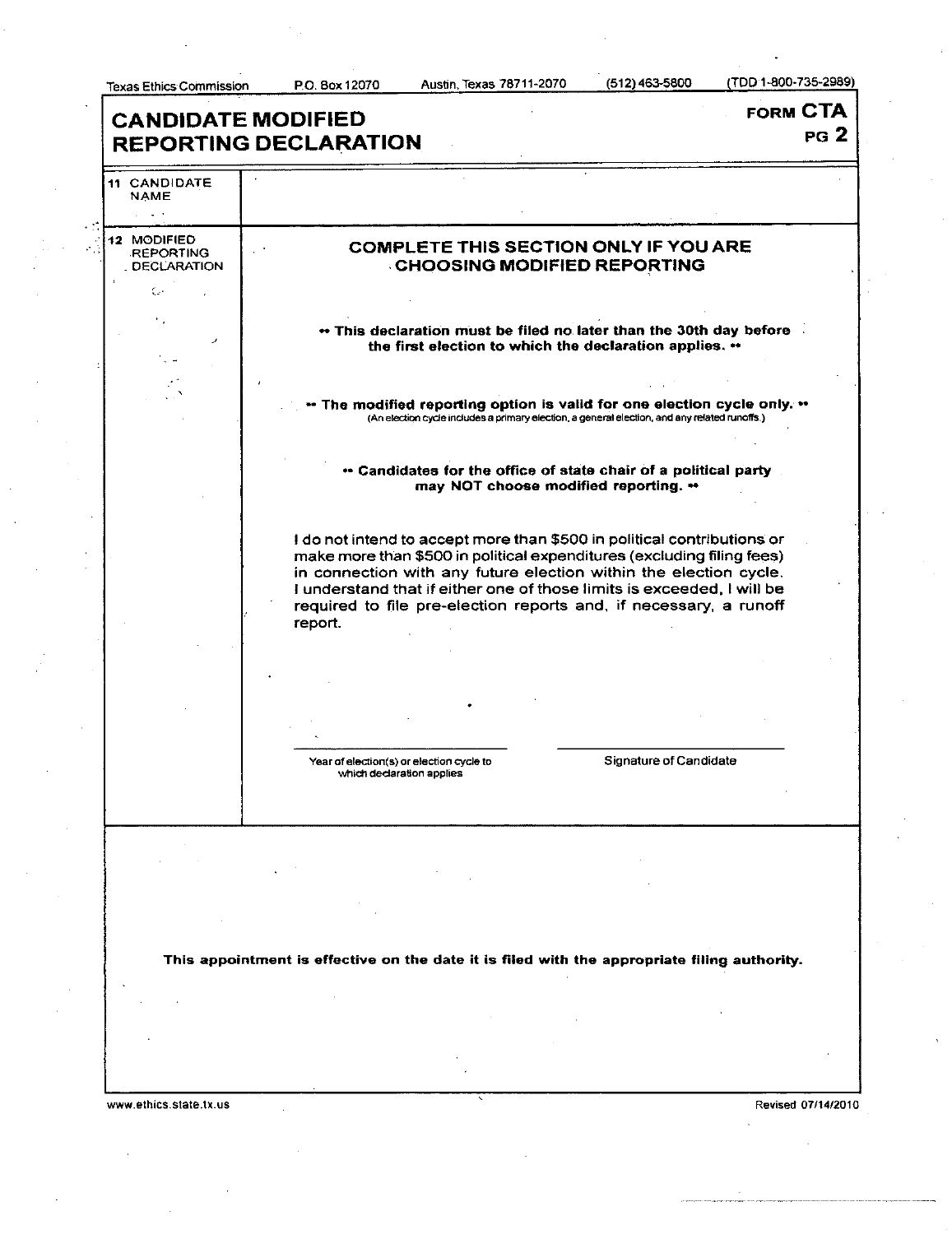Texas Ethics Commission P.O. Box 12070 Austin, Texas 78711-2070 (512) 463-5800 (TDD 1-800-735-2989)

# CANDIDATE MODIFIED REPORTING DECLARATION

**FORM CTA**
**PG 2**

| | |
|---|---|
| 11 CANDIDATE NAME | |
| 12 MODIFIED REPORTING DECLARATION | **COMPLETE THIS SECTION ONLY IF YOU ARE CHOOSING MODIFIED REPORTING**<br><br>**•• This declaration must be filed no later than the 30th day before the first election to which the declaration applies. ••**<br><br>**•• The modified reporting option is valid for one election cycle only. ••**<br>(An election cycle includes a primary election, a general election, and any related runoffs.)<br><br>**•• Candidates for the office of state chair of a political party may NOT choose modified reporting. ••**<br><br>I do not intend to accept more than $500 in political contributions or make more than $500 in political expenditures (excluding filing fees) in connection with any future election within the election cycle. I understand that if either one of those limits is exceeded, I will be required to file pre-election reports and, if necessary, a runoff report.<br><br>\_\_\_\_\_\_\_\_\_\_\_\_\_\_\_\_\_\_\_\_ Year of election(s) or election cycle to which declaration applies<br><br>\_\_\_\_\_\_\_\_\_\_\_\_\_\_\_\_\_\_\_\_ Signature of Candidate |

**This appointment is effective on the date it is filed with the appropriate filing authority.**

www.ethics.state.tx.us Revised 07/14/2010